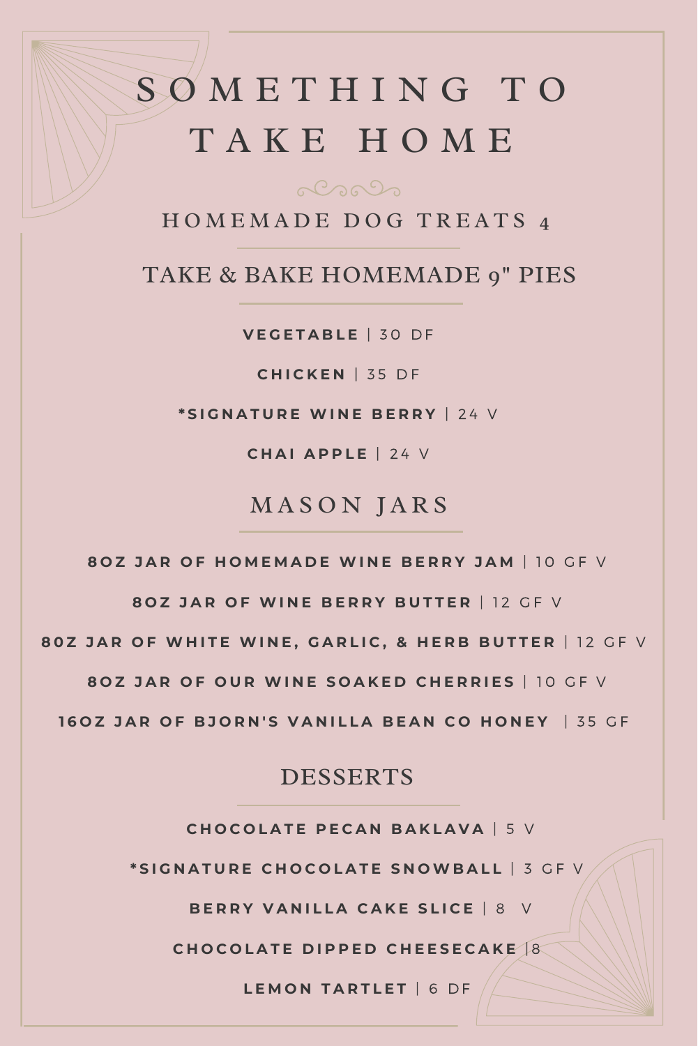# SOMETHING TO TAKE HOME

## HOMEMADE DOG TREATS 4

## TAKE & BAKE HOMEMADE 9" PIES

**VEGETABLE** | 30 DF

**CHICKEN** | 35 DF

***SIGNATURE WINE BERRY** | 24 V

**CHAI APPLE** | 24 V

## MASON JARS

**8OZ JAR OF HOMEMADE WINE BERRY JAM** | 10 GF V

**8OZ JAR OF WINE BERRY BUTTER** | 12 GF V

**80Z JAR OF WHITE WINE, GARLIC, & HERB BUTTER** | 12 GF V

**8OZ JAR OF OUR WINE SOAKED CHERRIES** | 10 GF V

**16OZ JAR OF BJORN'S VANILLA BEAN CO HONEY** | 35 GF

## DESSERTS

**CHOCOLATE PECAN BAKLAVA** | 5 V

***SIGNATURE CHOCOLATE SNOWBALL** | 3 GF V

**BERRY VANILLA CAKE SLICE** | 8 V

**CHOCOLATE DIPPED CHEESECAKE** |8

**LEMON TARTLET** | 6 DF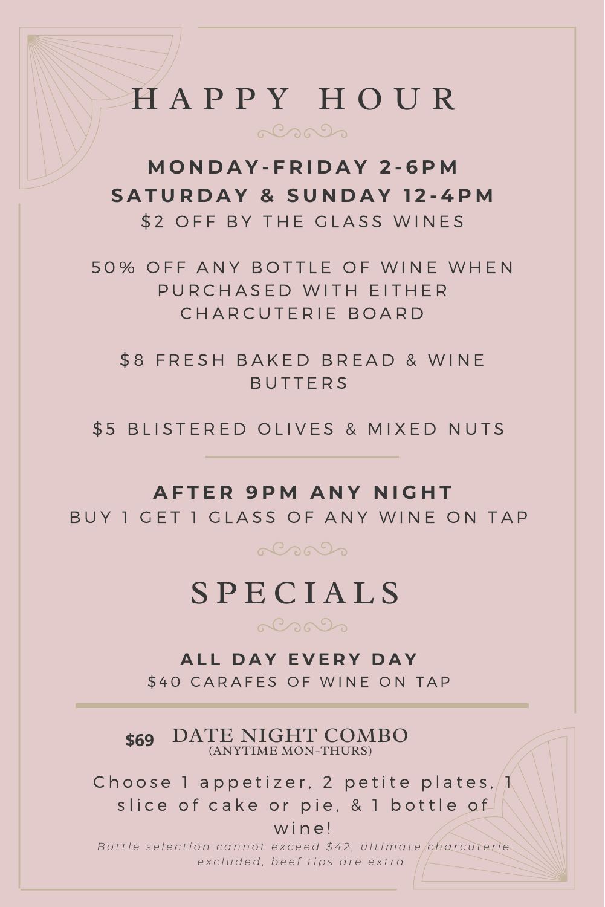# HAPPY HOUR

**MONDAY-FRIDAY 2-6PM**
**SATURDAY & SUNDAY 12-4PM**

$2 OFF BY THE GLASS WINES

50% OFF ANY BOTTLE OF WINE WHEN PURCHASED WITH EITHER CHARCUTERIE BOARD

$8 FRESH BAKED BREAD & WINE BUTTERS

$5 BLISTERED OLIVES & MIXED NUTS

---

**AFTER 9PM ANY NIGHT**

BUY 1 GET 1 GLASS OF ANY WINE ON TAP

# SPECIALS

**ALL DAY EVERY DAY**

$40 CARAFES OF WINE ON TAP

---

**$69** DATE NIGHT COMBO
(ANYTIME MON-THURS)

Choose 1 appetizer, 2 petite plates, 1 slice of cake or pie, & 1 bottle of wine!

*Bottle selection cannot exceed $42, ultimate charcuterie excluded, beef tips are extra*